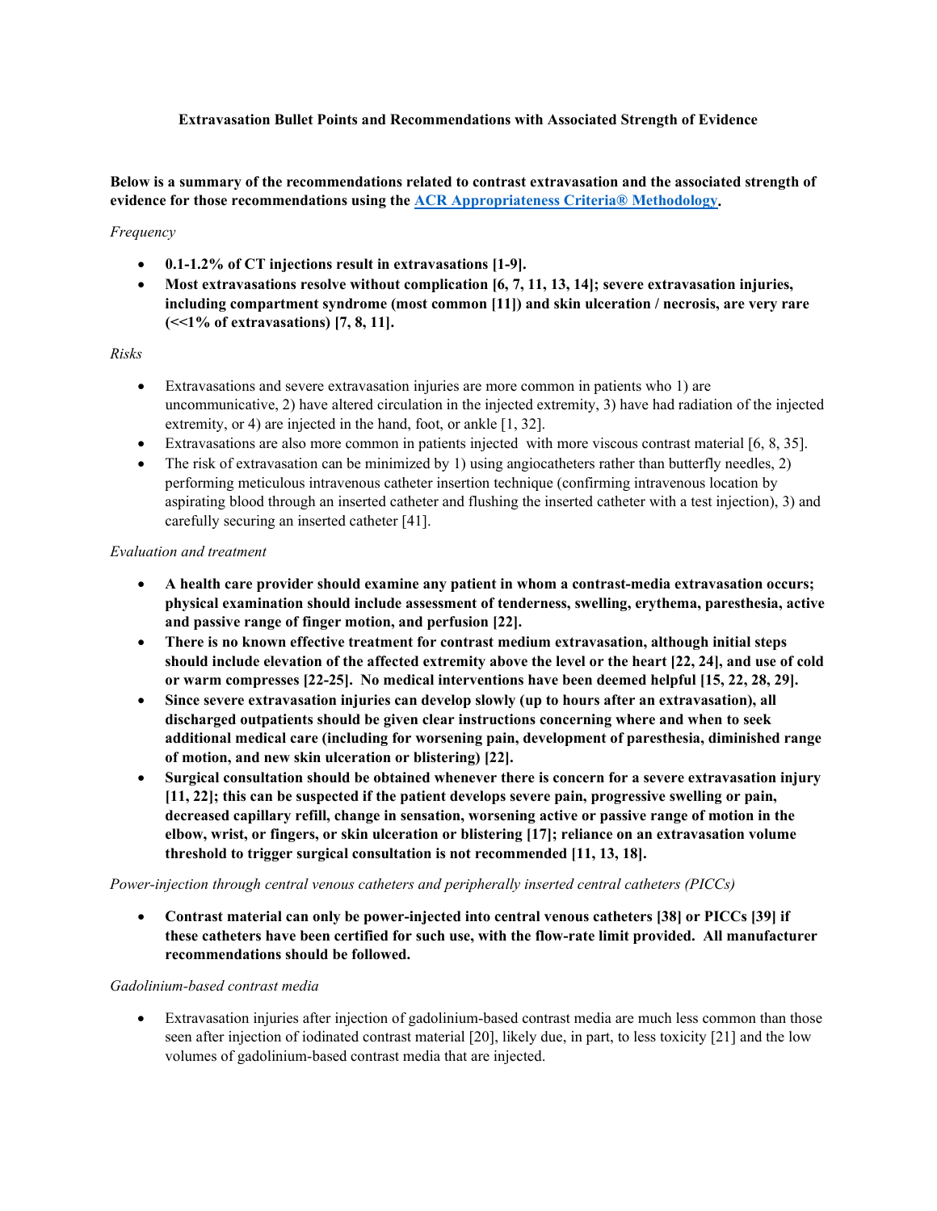**Extravasation Bullet Points and Recommendations with Associated Strength of Evidence**

**Below is a summary of the recommendations related to contrast extravasation and the associated strength of evidence for those recommendations using the [ACR Appropriateness Criteria® Methodology](#).**

*Frequency*

- **0.1-1.2% of CT injections result in extravasations [1-9].**
- **Most extravasations resolve without complication [6, 7, 11, 13, 14]; severe extravasation injuries, including compartment syndrome (most common [11]) and skin ulceration / necrosis, are very rare (<<1% of extravasations) [7, 8, 11].**

*Risks*

- Extravasations and severe extravasation injuries are more common in patients who 1) are uncommunicative, 2) have altered circulation in the injected extremity, 3) have had radiation of the injected extremity, or 4) are injected in the hand, foot, or ankle [1, 32].
- Extravasations are also more common in patients injected with more viscous contrast material [6, 8, 35].
- The risk of extravasation can be minimized by 1) using angiocatheters rather than butterfly needles, 2) performing meticulous intravenous catheter insertion technique (confirming intravenous location by aspirating blood through an inserted catheter and flushing the inserted catheter with a test injection), 3) and carefully securing an inserted catheter [41].

*Evaluation and treatment*

- **A health care provider should examine any patient in whom a contrast-media extravasation occurs; physical examination should include assessment of tenderness, swelling, erythema, paresthesia, active and passive range of finger motion, and perfusion [22].**
- **There is no known effective treatment for contrast medium extravasation, although initial steps should include elevation of the affected extremity above the level or the heart [22, 24], and use of cold or warm compresses [22-25]. No medical interventions have been deemed helpful [15, 22, 28, 29].**
- **Since severe extravasation injuries can develop slowly (up to hours after an extravasation), all discharged outpatients should be given clear instructions concerning where and when to seek additional medical care (including for worsening pain, development of paresthesia, diminished range of motion, and new skin ulceration or blistering) [22].**
- **Surgical consultation should be obtained whenever there is concern for a severe extravasation injury [11, 22]; this can be suspected if the patient develops severe pain, progressive swelling or pain, decreased capillary refill, change in sensation, worsening active or passive range of motion in the elbow, wrist, or fingers, or skin ulceration or blistering [17]; reliance on an extravasation volume threshold to trigger surgical consultation is not recommended [11, 13, 18].**

*Power-injection through central venous catheters and peripherally inserted central catheters (PICCs)*

- **Contrast material can only be power-injected into central venous catheters [38] or PICCs [39] if these catheters have been certified for such use, with the flow-rate limit provided. All manufacturer recommendations should be followed.**

*Gadolinium-based contrast media*

- Extravasation injuries after injection of gadolinium-based contrast media are much less common than those seen after injection of iodinated contrast material [20], likely due, in part, to less toxicity [21] and the low volumes of gadolinium-based contrast media that are injected.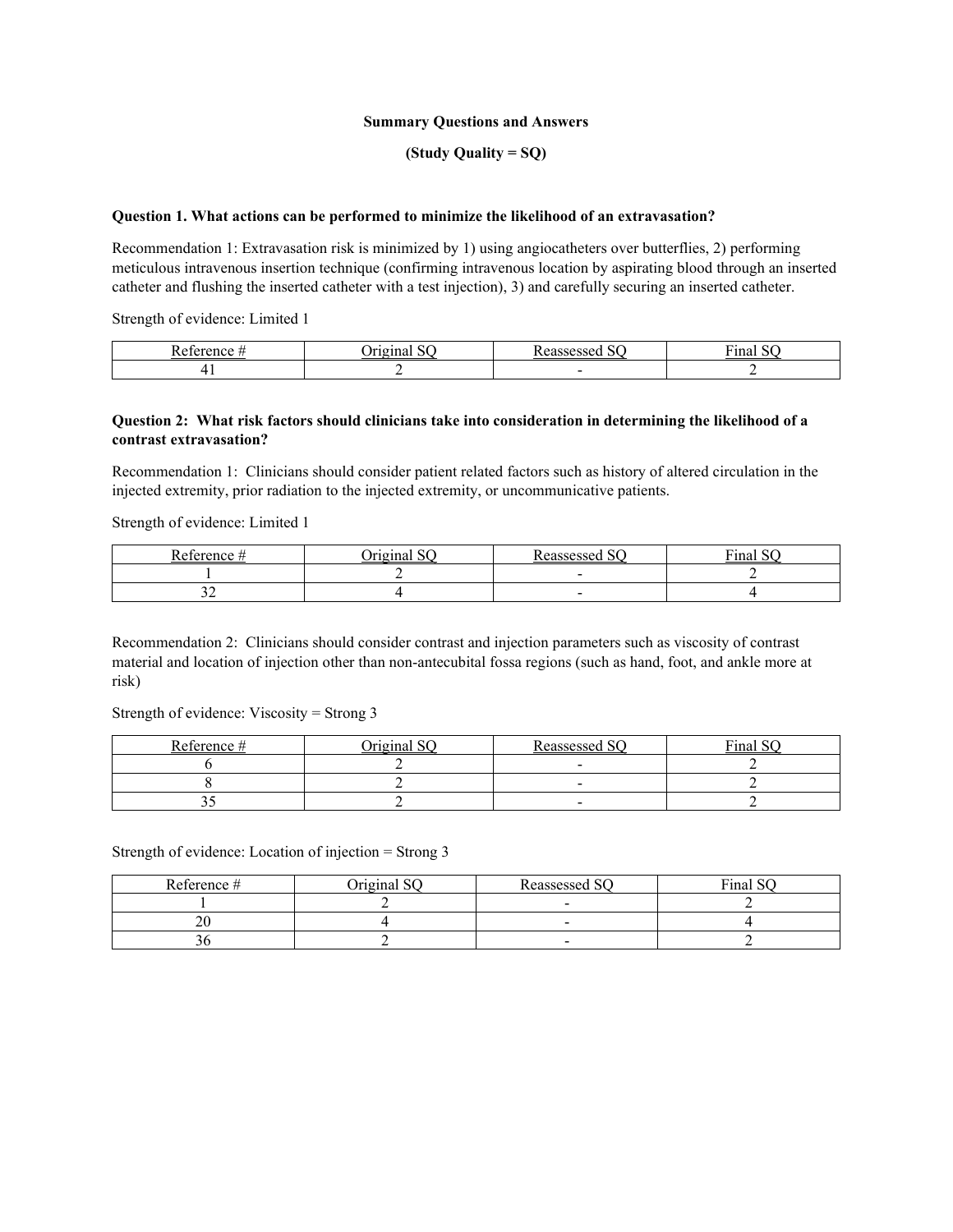**Summary Questions and Answers**

**(Study Quality = SQ)**

**Question 1. What actions can be performed to minimize the likelihood of an extravasation?**

Recommendation 1: Extravasation risk is minimized by 1) using angiocatheters over butterflies, 2) performing meticulous intravenous insertion technique (confirming intravenous location by aspirating blood through an inserted catheter and flushing the inserted catheter with a test injection), 3) and carefully securing an inserted catheter.

Strength of evidence: Limited 1

| Reference # | Original SQ | Reassessed SQ | Final SQ |
|---|---|---|---|
| 41 | 2 | - | 2 |

**Question 2: What risk factors should clinicians take into consideration in determining the likelihood of a contrast extravasation?**

Recommendation 1: Clinicians should consider patient related factors such as history of altered circulation in the injected extremity, prior radiation to the injected extremity, or uncommunicative patients.

Strength of evidence: Limited 1

| Reference # | Original SQ | Reassessed SQ | Final SQ |
|---|---|---|---|
| 1 | 2 | - | 2 |
| 32 | 4 | - | 4 |

Recommendation 2: Clinicians should consider contrast and injection parameters such as viscosity of contrast material and location of injection other than non-antecubital fossa regions (such as hand, foot, and ankle more at risk)

Strength of evidence: Viscosity = Strong 3

| Reference # | Original SQ | Reassessed SQ | Final SQ |
|---|---|---|---|
| 6 | 2 | - | 2 |
| 8 | 2 | - | 2 |
| 35 | 2 | - | 2 |

Strength of evidence: Location of injection = Strong 3

| Reference # | Original SQ | Reassessed SQ | Final SQ |
|---|---|---|---|
| 1 | 2 | - | 2 |
| 20 | 4 | - | 4 |
| 36 | 2 | - | 2 |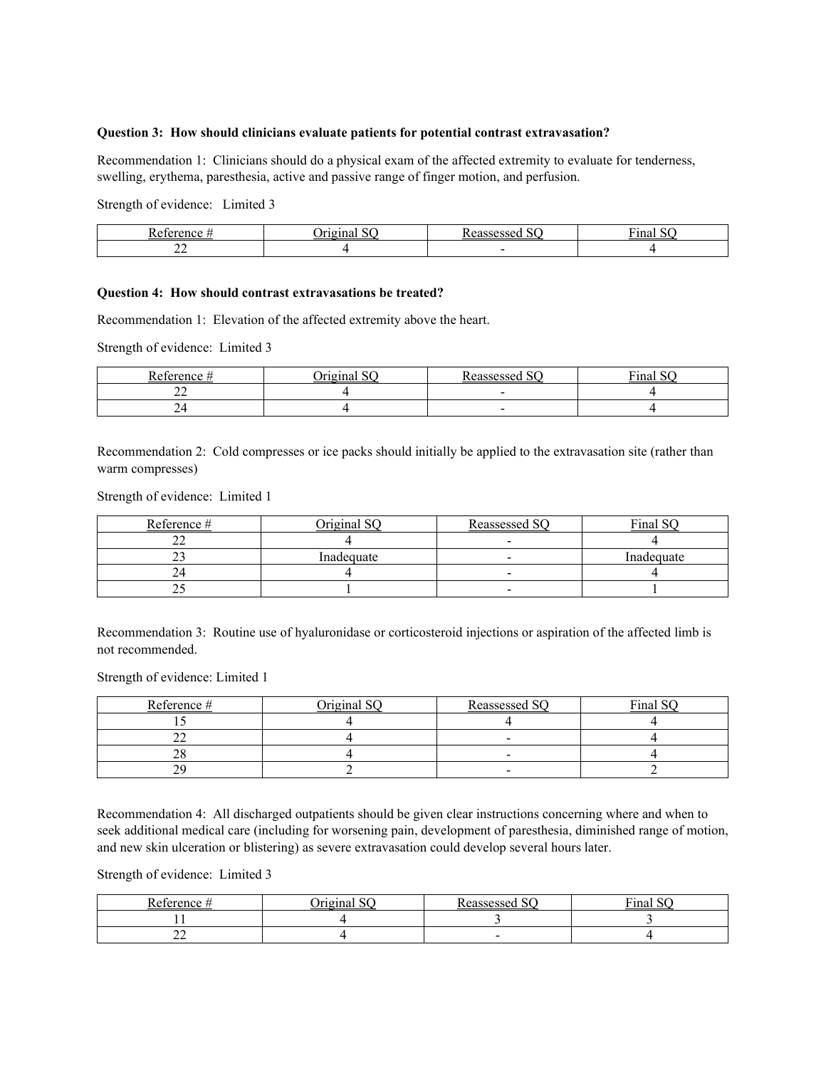**Question 3: How should clinicians evaluate patients for potential contrast extravasation?**

Recommendation 1: Clinicians should do a physical exam of the affected extremity to evaluate for tenderness, swelling, erythema, paresthesia, active and passive range of finger motion, and perfusion.

Strength of evidence: Limited 3

| Reference # | Original SQ | Reassessed SQ | Final SQ |
|---|---|---|---|
| 22 | 4 | - | 4 |

**Question 4: How should contrast extravasations be treated?**

Recommendation 1: Elevation of the affected extremity above the heart.

Strength of evidence: Limited 3

| Reference # | Original SQ | Reassessed SQ | Final SQ |
|---|---|---|---|
| 22 | 4 | - | 4 |
| 24 | 4 | - | 4 |

Recommendation 2: Cold compresses or ice packs should initially be applied to the extravasation site (rather than warm compresses)

Strength of evidence: Limited 1

| Reference # | Original SQ | Reassessed SQ | Final SQ |
|---|---|---|---|
| 22 | 4 | - | 4 |
| 23 | Inadequate | - | Inadequate |
| 24 | 4 | - | 4 |
| 25 | 1 | - | 1 |

Recommendation 3: Routine use of hyaluronidase or corticosteroid injections or aspiration of the affected limb is not recommended.

Strength of evidence: Limited 1

| Reference # | Original SQ | Reassessed SQ | Final SQ |
|---|---|---|---|
| 15 | 4 | 4 | 4 |
| 22 | 4 | - | 4 |
| 28 | 4 | - | 4 |
| 29 | 2 | - | 2 |

Recommendation 4: All discharged outpatients should be given clear instructions concerning where and when to seek additional medical care (including for worsening pain, development of paresthesia, diminished range of motion, and new skin ulceration or blistering) as severe extravasation could develop several hours later.

Strength of evidence: Limited 3

| Reference # | Original SQ | Reassessed SQ | Final SQ |
|---|---|---|---|
| 11 | 4 | 3 | 3 |
| 22 | 4 | - | 4 |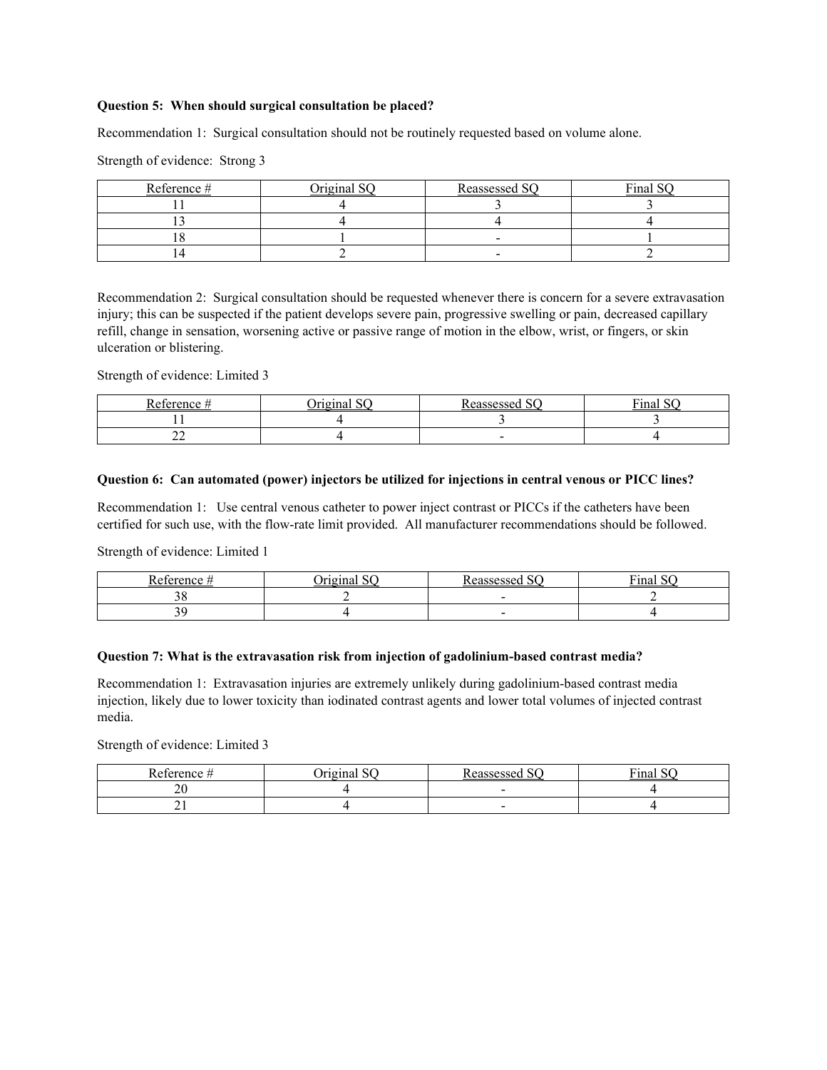**Question 5: When should surgical consultation be placed?**

Recommendation 1: Surgical consultation should not be routinely requested based on volume alone.

Strength of evidence: Strong 3

| Reference # | Original SQ | Reassessed SQ | Final SQ |
|---|---|---|---|
| 11 | 4 | 3 | 3 |
| 13 | 4 | 4 | 4 |
| 18 | 1 | - | 1 |
| 14 | 2 | - | 2 |

Recommendation 2: Surgical consultation should be requested whenever there is concern for a severe extravasation injury; this can be suspected if the patient develops severe pain, progressive swelling or pain, decreased capillary refill, change in sensation, worsening active or passive range of motion in the elbow, wrist, or fingers, or skin ulceration or blistering.

Strength of evidence: Limited 3

| Reference # | Original SQ | Reassessed SQ | Final SQ |
|---|---|---|---|
| 11 | 4 | 3 | 3 |
| 22 | 4 | - | 4 |

**Question 6: Can automated (power) injectors be utilized for injections in central venous or PICC lines?**

Recommendation 1: Use central venous catheter to power inject contrast or PICCs if the catheters have been certified for such use, with the flow-rate limit provided. All manufacturer recommendations should be followed.

Strength of evidence: Limited 1

| Reference # | Original SQ | Reassessed SQ | Final SQ |
|---|---|---|---|
| 38 | 2 | - | 2 |
| 39 | 4 | - | 4 |

**Question 7: What is the extravasation risk from injection of gadolinium-based contrast media?**

Recommendation 1: Extravasation injuries are extremely unlikely during gadolinium-based contrast media injection, likely due to lower toxicity than iodinated contrast agents and lower total volumes of injected contrast media.

Strength of evidence: Limited 3

| Reference # | Original SQ | Reassessed SQ | Final SQ |
|---|---|---|---|
| 20 | 4 | - | 4 |
| 21 | 4 | - | 4 |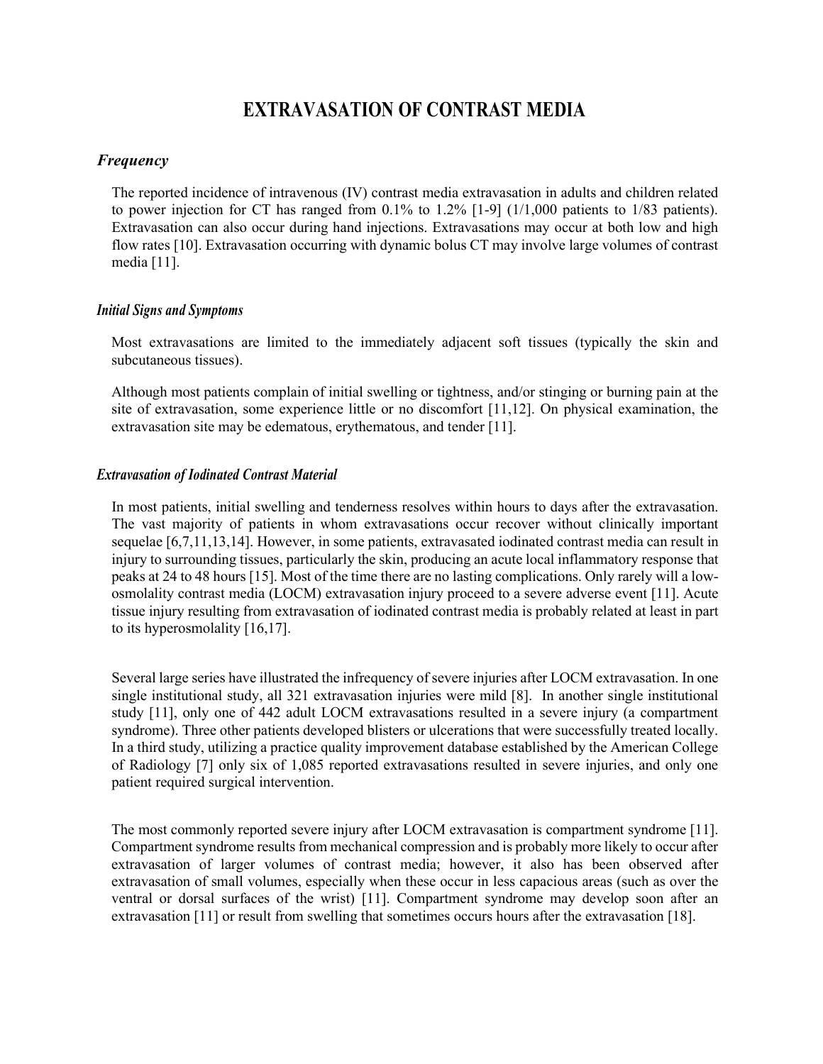# EXTRAVASATION OF CONTRAST MEDIA

## *Frequency*

The reported incidence of intravenous (IV) contrast media extravasation in adults and children related to power injection for CT has ranged from 0.1% to 1.2% [1-9] (1/1,000 patients to 1/83 patients). Extravasation can also occur during hand injections. Extravasations may occur at both low and high flow rates [10]. Extravasation occurring with dynamic bolus CT may involve large volumes of contrast media [11].

### *Initial Signs and Symptoms*

Most extravasations are limited to the immediately adjacent soft tissues (typically the skin and subcutaneous tissues).

Although most patients complain of initial swelling or tightness, and/or stinging or burning pain at the site of extravasation, some experience little or no discomfort [11,12]. On physical examination, the extravasation site may be edematous, erythematous, and tender [11].

### *Extravasation of Iodinated Contrast Material*

In most patients, initial swelling and tenderness resolves within hours to days after the extravasation. The vast majority of patients in whom extravasations occur recover without clinically important sequelae [6,7,11,13,14]. However, in some patients, extravasated iodinated contrast media can result in injury to surrounding tissues, particularly the skin, producing an acute local inflammatory response that peaks at 24 to 48 hours [15]. Most of the time there are no lasting complications. Only rarely will a low-osmolality contrast media (LOCM) extravasation injury proceed to a severe adverse event [11]. Acute tissue injury resulting from extravasation of iodinated contrast media is probably related at least in part to its hyperosmolality [16,17].

Several large series have illustrated the infrequency of severe injuries after LOCM extravasation. In one single institutional study, all 321 extravasation injuries were mild [8]. In another single institutional study [11], only one of 442 adult LOCM extravasations resulted in a severe injury (a compartment syndrome). Three other patients developed blisters or ulcerations that were successfully treated locally. In a third study, utilizing a practice quality improvement database established by the American College of Radiology [7] only six of 1,085 reported extravasations resulted in severe injuries, and only one patient required surgical intervention.

The most commonly reported severe injury after LOCM extravasation is compartment syndrome [11]. Compartment syndrome results from mechanical compression and is probably more likely to occur after extravasation of larger volumes of contrast media; however, it also has been observed after extravasation of small volumes, especially when these occur in less capacious areas (such as over the ventral or dorsal surfaces of the wrist) [11]. Compartment syndrome may develop soon after an extravasation [11] or result from swelling that sometimes occurs hours after the extravasation [18].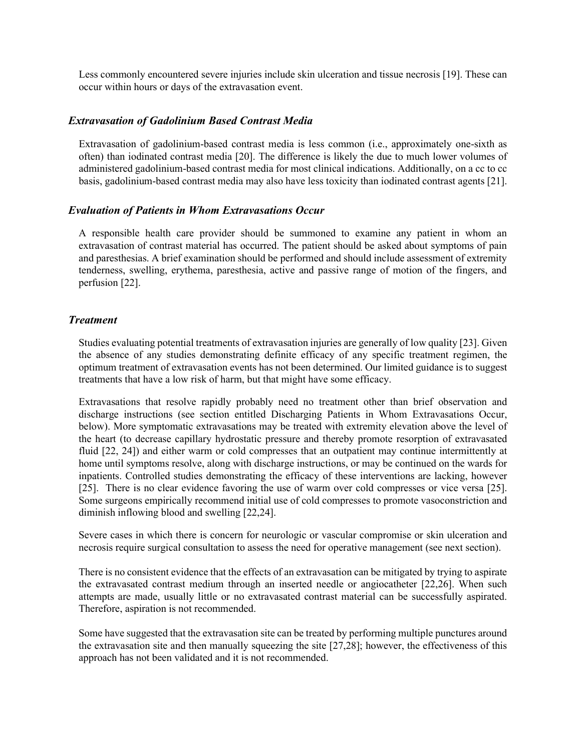Less commonly encountered severe injuries include skin ulceration and tissue necrosis [19]. These can occur within hours or days of the extravasation event.

### *Extravasation of Gadolinium Based Contrast Media*

Extravasation of gadolinium-based contrast media is less common (i.e., approximately one-sixth as often) than iodinated contrast media [20]. The difference is likely the due to much lower volumes of administered gadolinium-based contrast media for most clinical indications. Additionally, on a cc to cc basis, gadolinium-based contrast media may also have less toxicity than iodinated contrast agents [21].

### *Evaluation of Patients in Whom Extravasations Occur*

A responsible health care provider should be summoned to examine any patient in whom an extravasation of contrast material has occurred. The patient should be asked about symptoms of pain and paresthesias. A brief examination should be performed and should include assessment of extremity tenderness, swelling, erythema, paresthesia, active and passive range of motion of the fingers, and perfusion [22].

### *Treatment*

Studies evaluating potential treatments of extravasation injuries are generally of low quality [23]. Given the absence of any studies demonstrating definite efficacy of any specific treatment regimen, the optimum treatment of extravasation events has not been determined. Our limited guidance is to suggest treatments that have a low risk of harm, but that might have some efficacy.

Extravasations that resolve rapidly probably need no treatment other than brief observation and discharge instructions (see section entitled Discharging Patients in Whom Extravasations Occur, below). More symptomatic extravasations may be treated with extremity elevation above the level of the heart (to decrease capillary hydrostatic pressure and thereby promote resorption of extravasated fluid [22, 24]) and either warm or cold compresses that an outpatient may continue intermittently at home until symptoms resolve, along with discharge instructions, or may be continued on the wards for inpatients. Controlled studies demonstrating the efficacy of these interventions are lacking, however [25]. There is no clear evidence favoring the use of warm over cold compresses or vice versa [25]. Some surgeons empirically recommend initial use of cold compresses to promote vasoconstriction and diminish inflowing blood and swelling [22,24].

Severe cases in which there is concern for neurologic or vascular compromise or skin ulceration and necrosis require surgical consultation to assess the need for operative management (see next section).

There is no consistent evidence that the effects of an extravasation can be mitigated by trying to aspirate the extravasated contrast medium through an inserted needle or angiocatheter [22,26]. When such attempts are made, usually little or no extravasated contrast material can be successfully aspirated. Therefore, aspiration is not recommended.

Some have suggested that the extravasation site can be treated by performing multiple punctures around the extravasation site and then manually squeezing the site [27,28]; however, the effectiveness of this approach has not been validated and it is not recommended.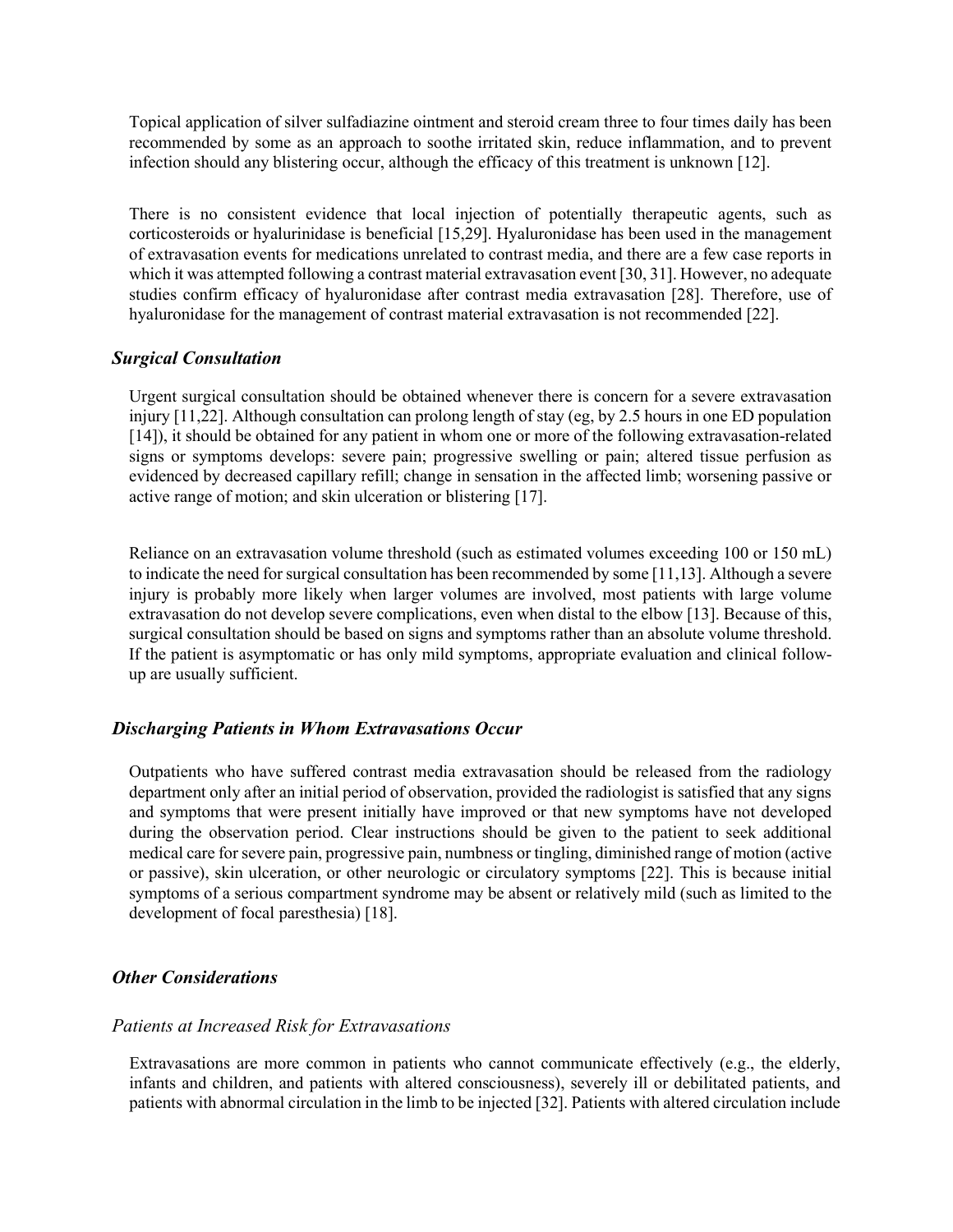Topical application of silver sulfadiazine ointment and steroid cream three to four times daily has been recommended by some as an approach to soothe irritated skin, reduce inflammation, and to prevent infection should any blistering occur, although the efficacy of this treatment is unknown [12].

There is no consistent evidence that local injection of potentially therapeutic agents, such as corticosteroids or hyalurinidase is beneficial [15,29]. Hyaluronidase has been used in the management of extravasation events for medications unrelated to contrast media, and there are a few case reports in which it was attempted following a contrast material extravasation event [30, 31]. However, no adequate studies confirm efficacy of hyaluronidase after contrast media extravasation [28]. Therefore, use of hyaluronidase for the management of contrast material extravasation is not recommended [22].

### *Surgical Consultation*

Urgent surgical consultation should be obtained whenever there is concern for a severe extravasation injury [11,22]. Although consultation can prolong length of stay (eg, by 2.5 hours in one ED population [14]), it should be obtained for any patient in whom one or more of the following extravasation-related signs or symptoms develops: severe pain; progressive swelling or pain; altered tissue perfusion as evidenced by decreased capillary refill; change in sensation in the affected limb; worsening passive or active range of motion; and skin ulceration or blistering [17].

Reliance on an extravasation volume threshold (such as estimated volumes exceeding 100 or 150 mL) to indicate the need for surgical consultation has been recommended by some [11,13]. Although a severe injury is probably more likely when larger volumes are involved, most patients with large volume extravasation do not develop severe complications, even when distal to the elbow [13]. Because of this, surgical consultation should be based on signs and symptoms rather than an absolute volume threshold. If the patient is asymptomatic or has only mild symptoms, appropriate evaluation and clinical follow-up are usually sufficient.

### *Discharging Patients in Whom Extravasations Occur*

Outpatients who have suffered contrast media extravasation should be released from the radiology department only after an initial period of observation, provided the radiologist is satisfied that any signs and symptoms that were present initially have improved or that new symptoms have not developed during the observation period. Clear instructions should be given to the patient to seek additional medical care for severe pain, progressive pain, numbness or tingling, diminished range of motion (active or passive), skin ulceration, or other neurologic or circulatory symptoms [22]. This is because initial symptoms of a serious compartment syndrome may be absent or relatively mild (such as limited to the development of focal paresthesia) [18].

### *Other Considerations*

#### *Patients at Increased Risk for Extravasations*

Extravasations are more common in patients who cannot communicate effectively (e.g., the elderly, infants and children, and patients with altered consciousness), severely ill or debilitated patients, and patients with abnormal circulation in the limb to be injected [32]. Patients with altered circulation include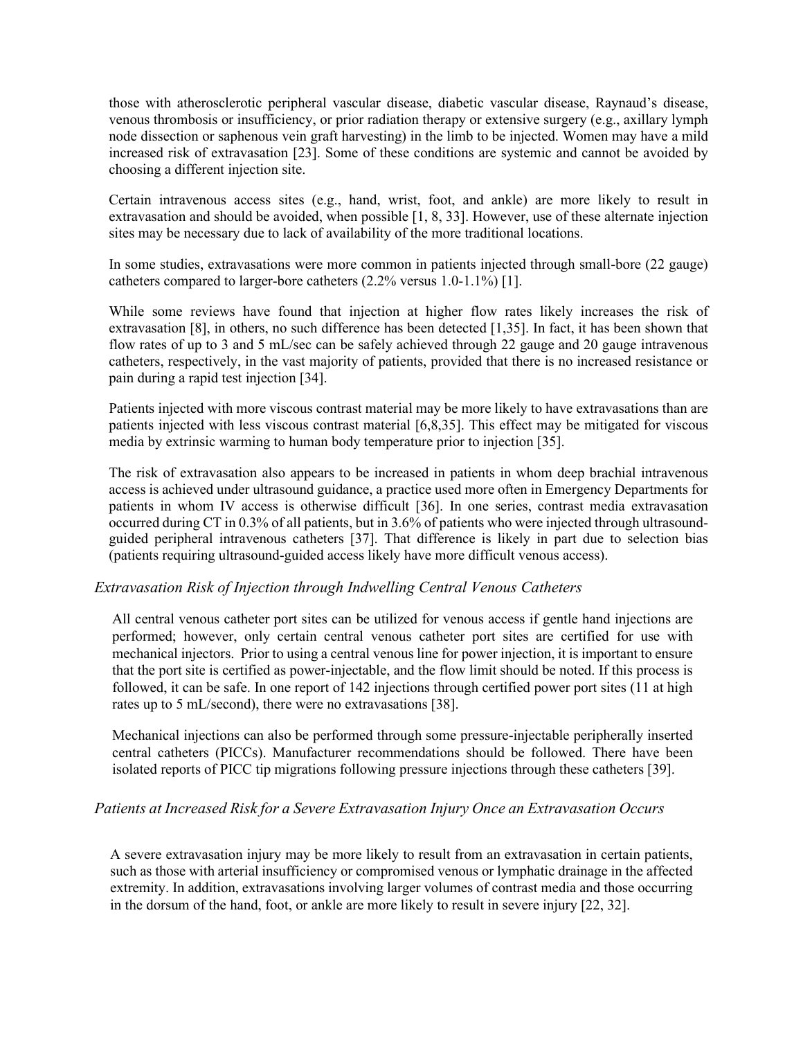those with atherosclerotic peripheral vascular disease, diabetic vascular disease, Raynaud's disease, venous thrombosis or insufficiency, or prior radiation therapy or extensive surgery (e.g., axillary lymph node dissection or saphenous vein graft harvesting) in the limb to be injected. Women may have a mild increased risk of extravasation [23]. Some of these conditions are systemic and cannot be avoided by choosing a different injection site.

Certain intravenous access sites (e.g., hand, wrist, foot, and ankle) are more likely to result in extravasation and should be avoided, when possible [1, 8, 33]. However, use of these alternate injection sites may be necessary due to lack of availability of the more traditional locations.

In some studies, extravasations were more common in patients injected through small-bore (22 gauge) catheters compared to larger-bore catheters (2.2% versus 1.0-1.1%) [1].

While some reviews have found that injection at higher flow rates likely increases the risk of extravasation [8], in others, no such difference has been detected [1,35]. In fact, it has been shown that flow rates of up to 3 and 5 mL/sec can be safely achieved through 22 gauge and 20 gauge intravenous catheters, respectively, in the vast majority of patients, provided that there is no increased resistance or pain during a rapid test injection [34].

Patients injected with more viscous contrast material may be more likely to have extravasations than are patients injected with less viscous contrast material [6,8,35]. This effect may be mitigated for viscous media by extrinsic warming to human body temperature prior to injection [35].

The risk of extravasation also appears to be increased in patients in whom deep brachial intravenous access is achieved under ultrasound guidance, a practice used more often in Emergency Departments for patients in whom IV access is otherwise difficult [36]. In one series, contrast media extravasation occurred during CT in 0.3% of all patients, but in 3.6% of patients who were injected through ultrasound-guided peripheral intravenous catheters [37]. That difference is likely in part due to selection bias (patients requiring ultrasound-guided access likely have more difficult venous access).

### *Extravasation Risk of Injection through Indwelling Central Venous Catheters*

All central venous catheter port sites can be utilized for venous access if gentle hand injections are performed; however, only certain central venous catheter port sites are certified for use with mechanical injectors. Prior to using a central venous line for power injection, it is important to ensure that the port site is certified as power-injectable, and the flow limit should be noted. If this process is followed, it can be safe. In one report of 142 injections through certified power port sites (11 at high rates up to 5 mL/second), there were no extravasations [38].

Mechanical injections can also be performed through some pressure-injectable peripherally inserted central catheters (PICCs). Manufacturer recommendations should be followed. There have been isolated reports of PICC tip migrations following pressure injections through these catheters [39].

### *Patients at Increased Risk for a Severe Extravasation Injury Once an Extravasation Occurs*

A severe extravasation injury may be more likely to result from an extravasation in certain patients, such as those with arterial insufficiency or compromised venous or lymphatic drainage in the affected extremity. In addition, extravasations involving larger volumes of contrast media and those occurring in the dorsum of the hand, foot, or ankle are more likely to result in severe injury [22, 32].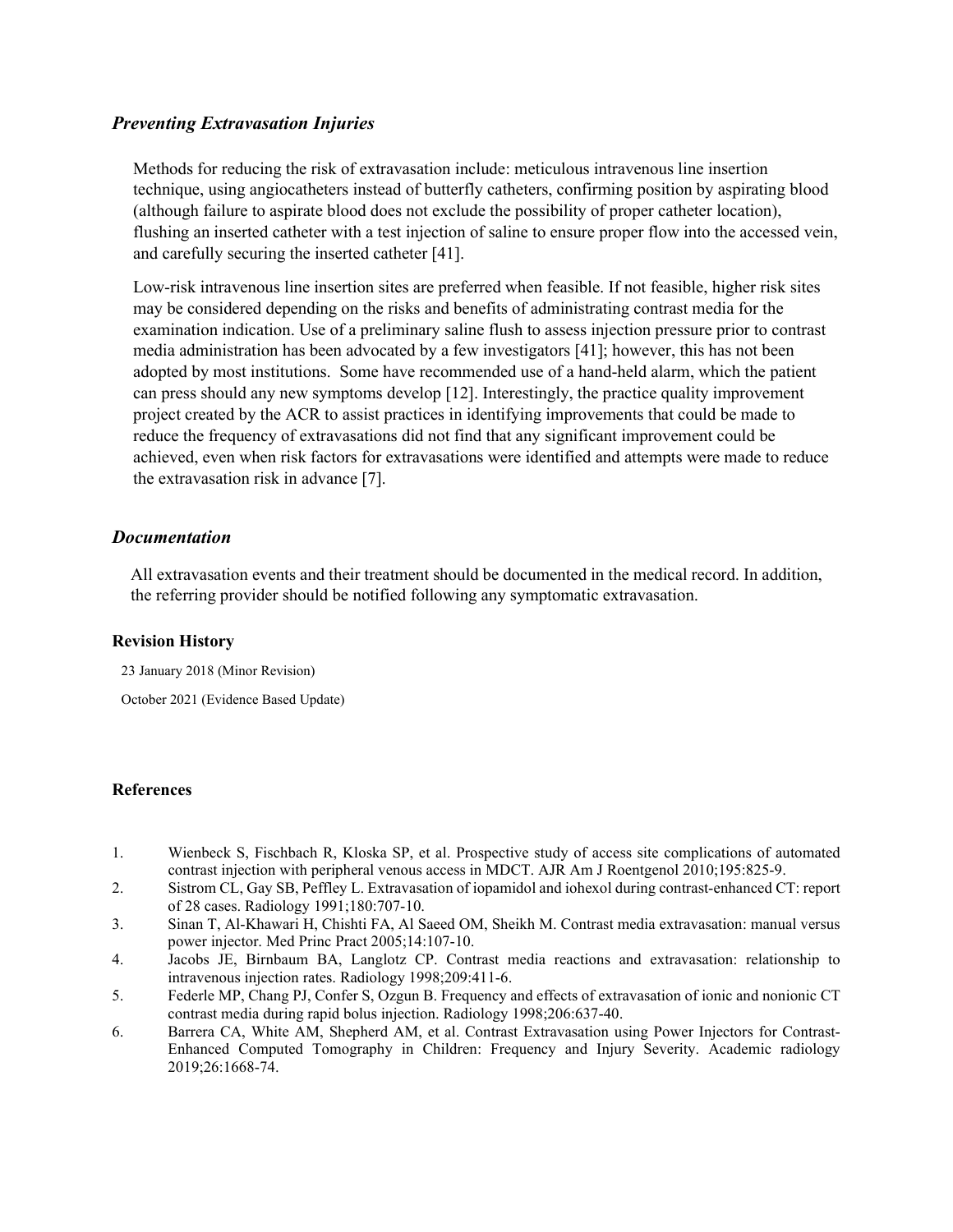### *Preventing Extravasation Injuries*

Methods for reducing the risk of extravasation include: meticulous intravenous line insertion technique, using angiocatheters instead of butterfly catheters, confirming position by aspirating blood (although failure to aspirate blood does not exclude the possibility of proper catheter location), flushing an inserted catheter with a test injection of saline to ensure proper flow into the accessed vein, and carefully securing the inserted catheter [41].

Low-risk intravenous line insertion sites are preferred when feasible. If not feasible, higher risk sites may be considered depending on the risks and benefits of administrating contrast media for the examination indication. Use of a preliminary saline flush to assess injection pressure prior to contrast media administration has been advocated by a few investigators [41]; however, this has not been adopted by most institutions. Some have recommended use of a hand-held alarm, which the patient can press should any new symptoms develop [12]. Interestingly, the practice quality improvement project created by the ACR to assist practices in identifying improvements that could be made to reduce the frequency of extravasations did not find that any significant improvement could be achieved, even when risk factors for extravasations were identified and attempts were made to reduce the extravasation risk in advance [7].

### *Documentation*

All extravasation events and their treatment should be documented in the medical record. In addition, the referring provider should be notified following any symptomatic extravasation.

#### Revision History

23 January 2018 (Minor Revision)

October 2021 (Evidence Based Update)

#### References

1. Wienbeck S, Fischbach R, Kloska SP, et al. Prospective study of access site complications of automated contrast injection with peripheral venous access in MDCT. AJR Am J Roentgenol 2010;195:825-9.
2. Sistrom CL, Gay SB, Peffley L. Extravasation of iopamidol and iohexol during contrast-enhanced CT: report of 28 cases. Radiology 1991;180:707-10.
3. Sinan T, Al-Khawari H, Chishti FA, Al Saeed OM, Sheikh M. Contrast media extravasation: manual versus power injector. Med Princ Pract 2005;14:107-10.
4. Jacobs JE, Birnbaum BA, Langlotz CP. Contrast media reactions and extravasation: relationship to intravenous injection rates. Radiology 1998;209:411-6.
5. Federle MP, Chang PJ, Confer S, Ozgun B. Frequency and effects of extravasation of ionic and nonionic CT contrast media during rapid bolus injection. Radiology 1998;206:637-40.
6. Barrera CA, White AM, Shepherd AM, et al. Contrast Extravasation using Power Injectors for Contrast-Enhanced Computed Tomography in Children: Frequency and Injury Severity. Academic radiology 2019;26:1668-74.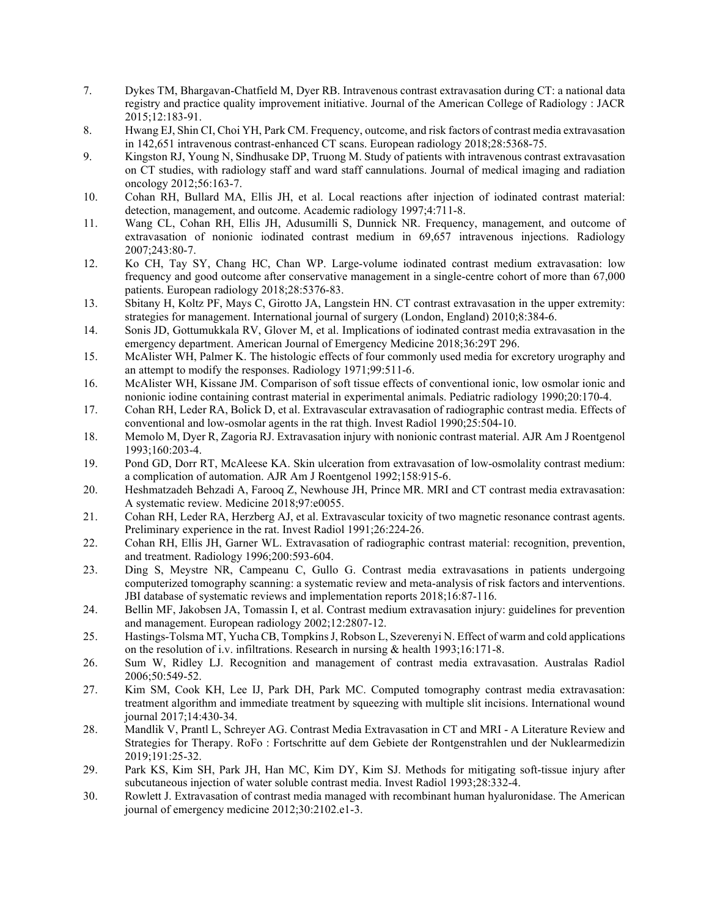7. Dykes TM, Bhargavan-Chatfield M, Dyer RB. Intravenous contrast extravasation during CT: a national data registry and practice quality improvement initiative. Journal of the American College of Radiology : JACR 2015;12:183-91.
8. Hwang EJ, Shin CI, Choi YH, Park CM. Frequency, outcome, and risk factors of contrast media extravasation in 142,651 intravenous contrast-enhanced CT scans. European radiology 2018;28:5368-75.
9. Kingston RJ, Young N, Sindhusake DP, Truong M. Study of patients with intravenous contrast extravasation on CT studies, with radiology staff and ward staff cannulations. Journal of medical imaging and radiation oncology 2012;56:163-7.
10. Cohan RH, Bullard MA, Ellis JH, et al. Local reactions after injection of iodinated contrast material: detection, management, and outcome. Academic radiology 1997;4:711-8.
11. Wang CL, Cohan RH, Ellis JH, Adusumilli S, Dunnick NR. Frequency, management, and outcome of extravasation of nonionic iodinated contrast medium in 69,657 intravenous injections. Radiology 2007;243:80-7.
12. Ko CH, Tay SY, Chang HC, Chan WP. Large-volume iodinated contrast medium extravasation: low frequency and good outcome after conservative management in a single-centre cohort of more than 67,000 patients. European radiology 2018;28:5376-83.
13. Sbitany H, Koltz PF, Mays C, Girotto JA, Langstein HN. CT contrast extravasation in the upper extremity: strategies for management. International journal of surgery (London, England) 2010;8:384-6.
14. Sonis JD, Gottumukkala RV, Glover M, et al. Implications of iodinated contrast media extravasation in the emergency department. American Journal of Emergency Medicine 2018;36:29T 296.
15. McAlister WH, Palmer K. The histologic effects of four commonly used media for excretory urography and an attempt to modify the responses. Radiology 1971;99:511-6.
16. McAlister WH, Kissane JM. Comparison of soft tissue effects of conventional ionic, low osmolar ionic and nonionic iodine containing contrast material in experimental animals. Pediatric radiology 1990;20:170-4.
17. Cohan RH, Leder RA, Bolick D, et al. Extravascular extravasation of radiographic contrast media. Effects of conventional and low-osmolar agents in the rat thigh. Invest Radiol 1990;25:504-10.
18. Memolo M, Dyer R, Zagoria RJ. Extravasation injury with nonionic contrast material. AJR Am J Roentgenol 1993;160:203-4.
19. Pond GD, Dorr RT, McAleese KA. Skin ulceration from extravasation of low-osmolality contrast medium: a complication of automation. AJR Am J Roentgenol 1992;158:915-6.
20. Heshmatzadeh Behzadi A, Farooq Z, Newhouse JH, Prince MR. MRI and CT contrast media extravasation: A systematic review. Medicine 2018;97:e0055.
21. Cohan RH, Leder RA, Herzberg AJ, et al. Extravascular toxicity of two magnetic resonance contrast agents. Preliminary experience in the rat. Invest Radiol 1991;26:224-26.
22. Cohan RH, Ellis JH, Garner WL. Extravasation of radiographic contrast material: recognition, prevention, and treatment. Radiology 1996;200:593-604.
23. Ding S, Meystre NR, Campeanu C, Gullo G. Contrast media extravasations in patients undergoing computerized tomography scanning: a systematic review and meta-analysis of risk factors and interventions. JBI database of systematic reviews and implementation reports 2018;16:87-116.
24. Bellin MF, Jakobsen JA, Tomassin I, et al. Contrast medium extravasation injury: guidelines for prevention and management. European radiology 2002;12:2807-12.
25. Hastings-Tolsma MT, Yucha CB, Tompkins J, Robson L, Szeverenyi N. Effect of warm and cold applications on the resolution of i.v. infiltrations. Research in nursing & health 1993;16:171-8.
26. Sum W, Ridley LJ. Recognition and management of contrast media extravasation. Australas Radiol 2006;50:549-52.
27. Kim SM, Cook KH, Lee IJ, Park DH, Park MC. Computed tomography contrast media extravasation: treatment algorithm and immediate treatment by squeezing with multiple slit incisions. International wound journal 2017;14:430-34.
28. Mandlik V, Prantl L, Schreyer AG. Contrast Media Extravasation in CT and MRI - A Literature Review and Strategies for Therapy. RoFo : Fortschritte auf dem Gebiete der Rontgenstrahlen und der Nuklearmedizin 2019;191:25-32.
29. Park KS, Kim SH, Park JH, Han MC, Kim DY, Kim SJ. Methods for mitigating soft-tissue injury after subcutaneous injection of water soluble contrast media. Invest Radiol 1993;28:332-4.
30. Rowlett J. Extravasation of contrast media managed with recombinant human hyaluronidase. The American journal of emergency medicine 2012;30:2102.e1-3.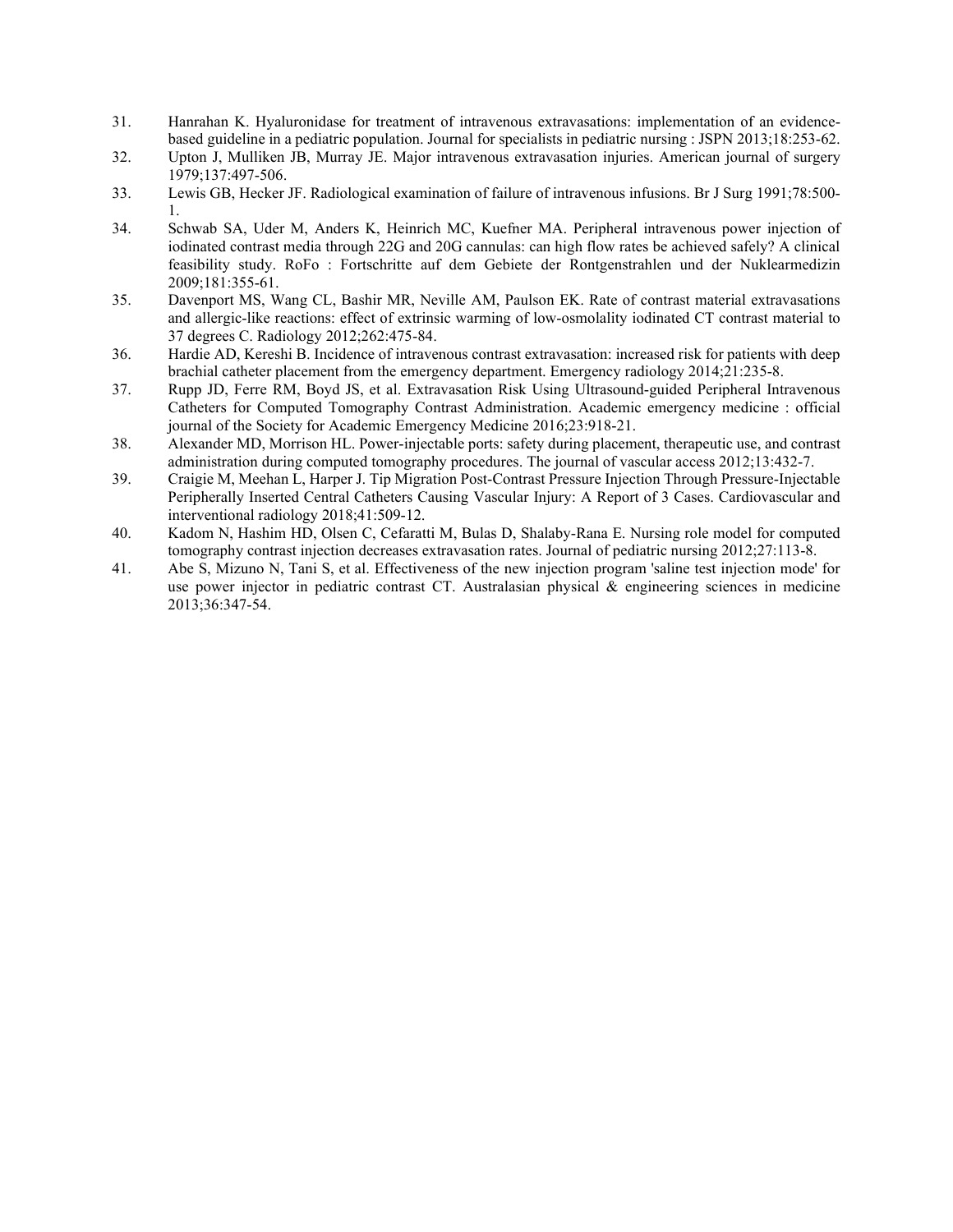31. Hanrahan K. Hyaluronidase for treatment of intravenous extravasations: implementation of an evidence-based guideline in a pediatric population. Journal for specialists in pediatric nursing : JSPN 2013;18:253-62.
32. Upton J, Mulliken JB, Murray JE. Major intravenous extravasation injuries. American journal of surgery 1979;137:497-506.
33. Lewis GB, Hecker JF. Radiological examination of failure of intravenous infusions. Br J Surg 1991;78:500-1.
34. Schwab SA, Uder M, Anders K, Heinrich MC, Kuefner MA. Peripheral intravenous power injection of iodinated contrast media through 22G and 20G cannulas: can high flow rates be achieved safely? A clinical feasibility study. RoFo : Fortschritte auf dem Gebiete der Rontgenstrahlen und der Nuklearmedizin 2009;181:355-61.
35. Davenport MS, Wang CL, Bashir MR, Neville AM, Paulson EK. Rate of contrast material extravasations and allergic-like reactions: effect of extrinsic warming of low-osmolality iodinated CT contrast material to 37 degrees C. Radiology 2012;262:475-84.
36. Hardie AD, Kereshi B. Incidence of intravenous contrast extravasation: increased risk for patients with deep brachial catheter placement from the emergency department. Emergency radiology 2014;21:235-8.
37. Rupp JD, Ferre RM, Boyd JS, et al. Extravasation Risk Using Ultrasound-guided Peripheral Intravenous Catheters for Computed Tomography Contrast Administration. Academic emergency medicine : official journal of the Society for Academic Emergency Medicine 2016;23:918-21.
38. Alexander MD, Morrison HL. Power-injectable ports: safety during placement, therapeutic use, and contrast administration during computed tomography procedures. The journal of vascular access 2012;13:432-7.
39. Craigie M, Meehan L, Harper J. Tip Migration Post-Contrast Pressure Injection Through Pressure-Injectable Peripherally Inserted Central Catheters Causing Vascular Injury: A Report of 3 Cases. Cardiovascular and interventional radiology 2018;41:509-12.
40. Kadom N, Hashim HD, Olsen C, Cefaratti M, Bulas D, Shalaby-Rana E. Nursing role model for computed tomography contrast injection decreases extravasation rates. Journal of pediatric nursing 2012;27:113-8.
41. Abe S, Mizuno N, Tani S, et al. Effectiveness of the new injection program 'saline test injection mode' for use power injector in pediatric contrast CT. Australasian physical & engineering sciences in medicine 2013;36:347-54.